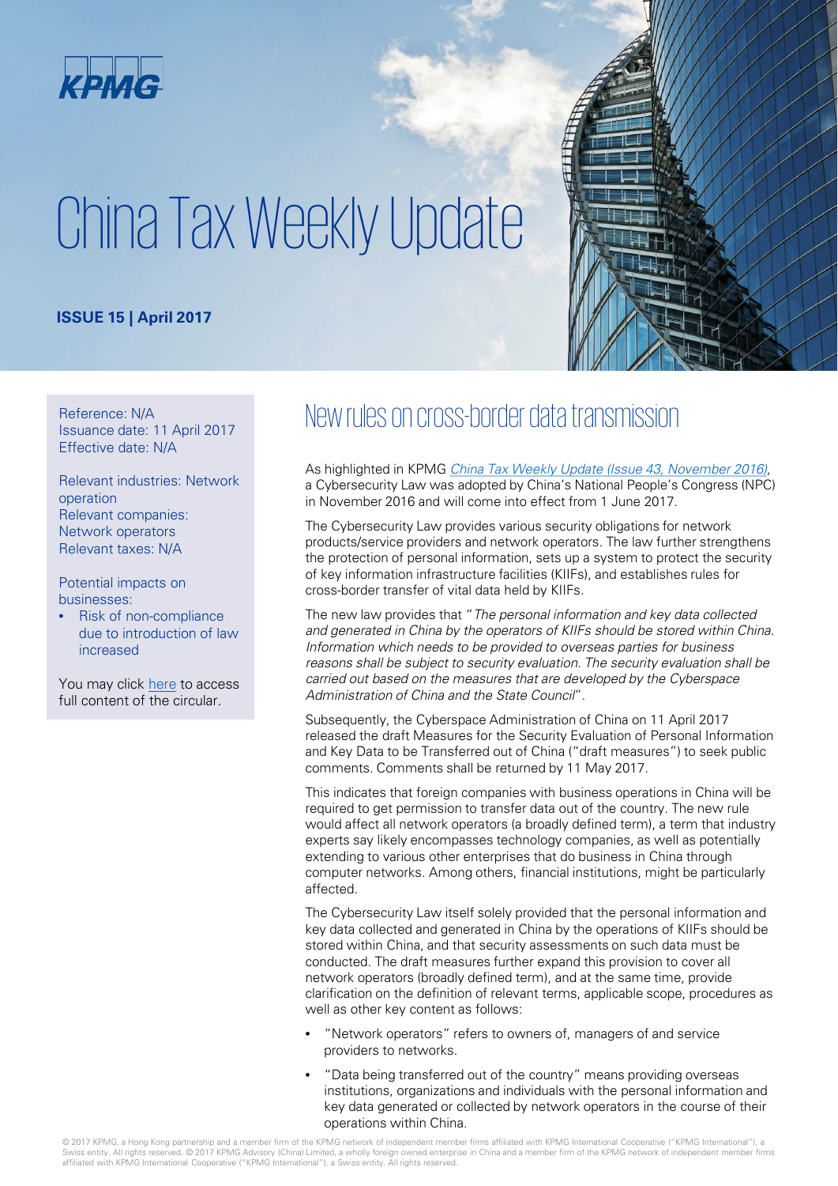KPMG

# China Tax Weekly Update

**ISSUE 15 | April 2017**

Reference: N/A
Issuance date: 11 April 2017
Effective date: N/A

Relevant industries: Network operation
Relevant companies: Network operators
Relevant taxes: N/A

Potential impacts on businesses:

- Risk of non-compliance due to introduction of law increased

You may click here to access full content of the circular.

## New rules on cross-border data transmission

As highlighted in KPMG *China Tax Weekly Update (Issue 43, November 2016)*, a Cybersecurity Law was adopted by China's National People's Congress (NPC) in November 2016 and will come into effect from 1 June 2017.

The Cybersecurity Law provides various security obligations for network products/service providers and network operators. The law further strengthens the protection of personal information, sets up a system to protect the security of key information infrastructure facilities (KIIFs), and establishes rules for cross-border transfer of vital data held by KIIFs.

The new law provides that "*The personal information and key data collected and generated in China by the operators of KIIFs should be stored within China. Information which needs to be provided to overseas parties for business reasons shall be subject to security evaluation. The security evaluation shall be carried out based on the measures that are developed by the Cyberspace Administration of China and the State Council*".

Subsequently, the Cyberspace Administration of China on 11 April 2017 released the draft Measures for the Security Evaluation of Personal Information and Key Data to be Transferred out of China ("draft measures") to seek public comments. Comments shall be returned by 11 May 2017.

This indicates that foreign companies with business operations in China will be required to get permission to transfer data out of the country. The new rule would affect all network operators (a broadly defined term), a term that industry experts say likely encompasses technology companies, as well as potentially extending to various other enterprises that do business in China through computer networks. Among others, financial institutions, might be particularly affected.

The Cybersecurity Law itself solely provided that the personal information and key data collected and generated in China by the operations of KIIFs should be stored within China, and that security assessments on such data must be conducted. The draft measures further expand this provision to cover all network operators (broadly defined term), and at the same time, provide clarification on the definition of relevant terms, applicable scope, procedures as well as other key content as follows:

- "Network operators" refers to owners of, managers of and service providers to networks.
- "Data being transferred out of the country" means providing overseas institutions, organizations and individuals with the personal information and key data generated or collected by network operators in the course of their operations within China.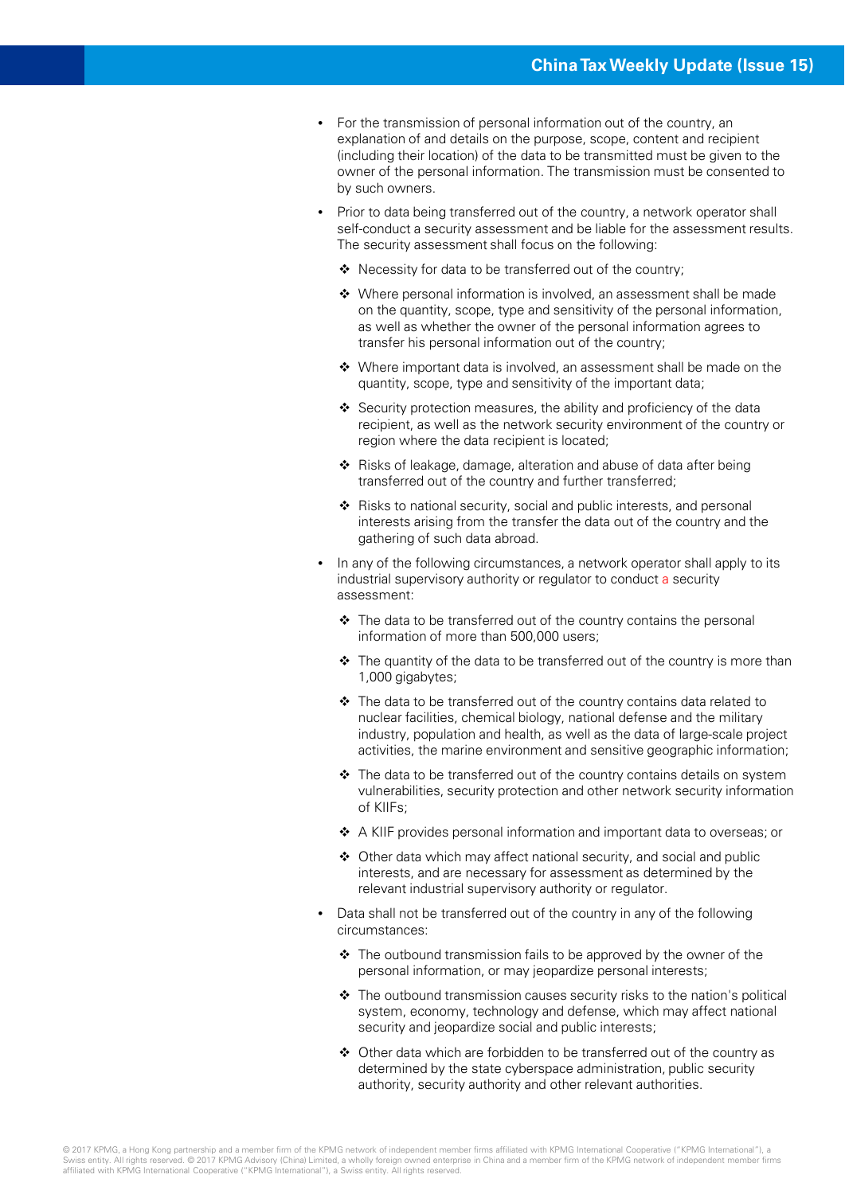- For the transmission of personal information out of the country, an explanation of and details on the purpose, scope, content and recipient (including their location) of the data to be transmitted must be given to the owner of the personal information. The transmission must be consented to by such owners.
- Prior to data being transferred out of the country, a network operator shall self-conduct a security assessment and be liable for the assessment results. The security assessment shall focus on the following:
  - Necessity for data to be transferred out of the country;
  - Where personal information is involved, an assessment shall be made on the quantity, scope, type and sensitivity of the personal information, as well as whether the owner of the personal information agrees to transfer his personal information out of the country;
  - Where important data is involved, an assessment shall be made on the quantity, scope, type and sensitivity of the important data;
  - Security protection measures, the ability and proficiency of the data recipient, as well as the network security environment of the country or region where the data recipient is located;
  - Risks of leakage, damage, alteration and abuse of data after being transferred out of the country and further transferred;
  - Risks to national security, social and public interests, and personal interests arising from the transfer the data out of the country and the gathering of such data abroad.
- In any of the following circumstances, a network operator shall apply to its industrial supervisory authority or regulator to conduct a security assessment:
  - The data to be transferred out of the country contains the personal information of more than 500,000 users;
  - The quantity of the data to be transferred out of the country is more than 1,000 gigabytes;
  - The data to be transferred out of the country contains data related to nuclear facilities, chemical biology, national defense and the military industry, population and health, as well as the data of large-scale project activities, the marine environment and sensitive geographic information;
  - The data to be transferred out of the country contains details on system vulnerabilities, security protection and other network security information of KIIFs;
  - A KIIF provides personal information and important data to overseas; or
  - Other data which may affect national security, and social and public interests, and are necessary for assessment as determined by the relevant industrial supervisory authority or regulator.
- Data shall not be transferred out of the country in any of the following circumstances:
  - The outbound transmission fails to be approved by the owner of the personal information, or may jeopardize personal interests;
  - The outbound transmission causes security risks to the nation's political system, economy, technology and defense, which may affect national security and jeopardize social and public interests;
  - Other data which are forbidden to be transferred out of the country as determined by the state cyberspace administration, public security authority, security authority and other relevant authorities.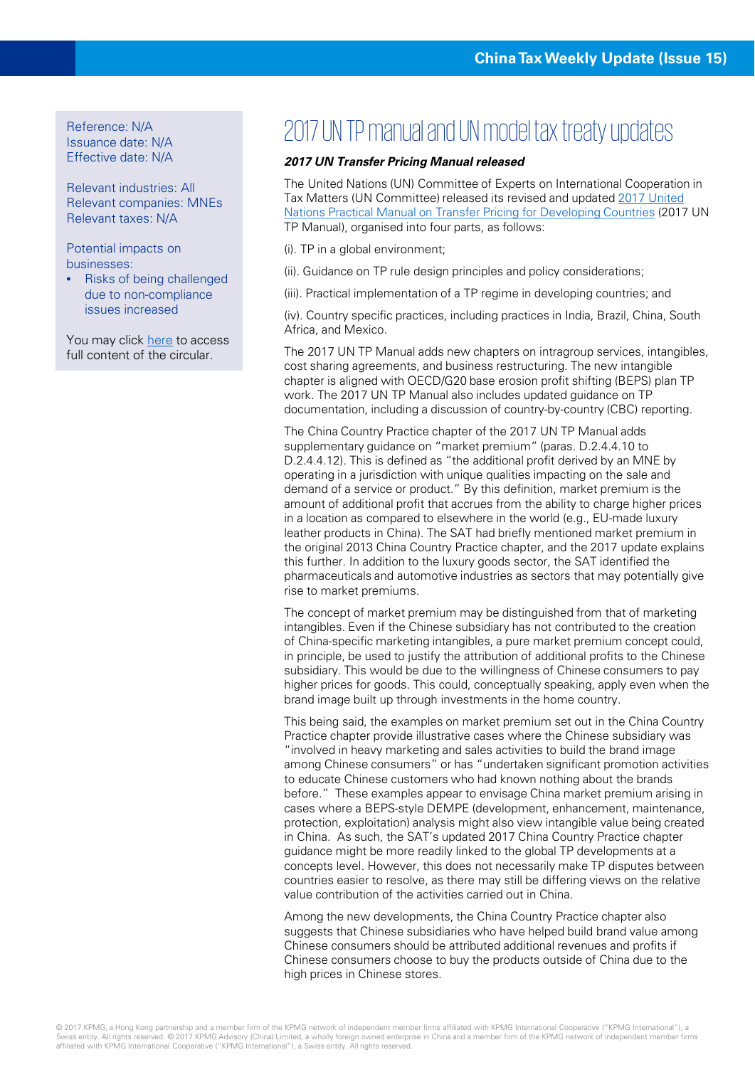Reference: N/A
Issuance date: N/A
Effective date: N/A

Relevant industries: All
Relevant companies: MNEs
Relevant taxes: N/A

Potential impacts on businesses:

- Risks of being challenged due to non-compliance issues increased

You may click here to access full content of the circular.

# 2017 UN TP manual and UN model tax treaty updates

***2017 UN Transfer Pricing Manual released***

The United Nations (UN) Committee of Experts on International Cooperation in Tax Matters (UN Committee) released its revised and updated 2017 United Nations Practical Manual on Transfer Pricing for Developing Countries (2017 UN TP Manual), organised into four parts, as follows:

(i). TP in a global environment;

(ii). Guidance on TP rule design principles and policy considerations;

(iii). Practical implementation of a TP regime in developing countries; and

(iv). Country specific practices, including practices in India, Brazil, China, South Africa, and Mexico.

The 2017 UN TP Manual adds new chapters on intragroup services, intangibles, cost sharing agreements, and business restructuring. The new intangible chapter is aligned with OECD/G20 base erosion profit shifting (BEPS) plan TP work. The 2017 UN TP Manual also includes updated guidance on TP documentation, including a discussion of country-by-country (CBC) reporting.

The China Country Practice chapter of the 2017 UN TP Manual adds supplementary guidance on "market premium" (paras. D.2.4.4.10 to D.2.4.4.12). This is defined as "the additional profit derived by an MNE by operating in a jurisdiction with unique qualities impacting on the sale and demand of a service or product." By this definition, market premium is the amount of additional profit that accrues from the ability to charge higher prices in a location as compared to elsewhere in the world (e.g., EU-made luxury leather products in China). The SAT had briefly mentioned market premium in the original 2013 China Country Practice chapter, and the 2017 update explains this further. In addition to the luxury goods sector, the SAT identified the pharmaceuticals and automotive industries as sectors that may potentially give rise to market premiums.

The concept of market premium may be distinguished from that of marketing intangibles. Even if the Chinese subsidiary has not contributed to the creation of China-specific marketing intangibles, a pure market premium concept could, in principle, be used to justify the attribution of additional profits to the Chinese subsidiary. This would be due to the willingness of Chinese consumers to pay higher prices for goods. This could, conceptually speaking, apply even when the brand image built up through investments in the home country.

This being said, the examples on market premium set out in the China Country Practice chapter provide illustrative cases where the Chinese subsidiary was "involved in heavy marketing and sales activities to build the brand image among Chinese consumers" or has "undertaken significant promotion activities to educate Chinese customers who had known nothing about the brands before." These examples appear to envisage China market premium arising in cases where a BEPS-style DEMPE (development, enhancement, maintenance, protection, exploitation) analysis might also view intangible value being created in China. As such, the SAT's updated 2017 China Country Practice chapter guidance might be more readily linked to the global TP developments at a concepts level. However, this does not necessarily make TP disputes between countries easier to resolve, as there may still be differing views on the relative value contribution of the activities carried out in China.

Among the new developments, the China Country Practice chapter also suggests that Chinese subsidiaries who have helped build brand value among Chinese consumers should be attributed additional revenues and profits if Chinese consumers choose to buy the products outside of China due to the high prices in Chinese stores.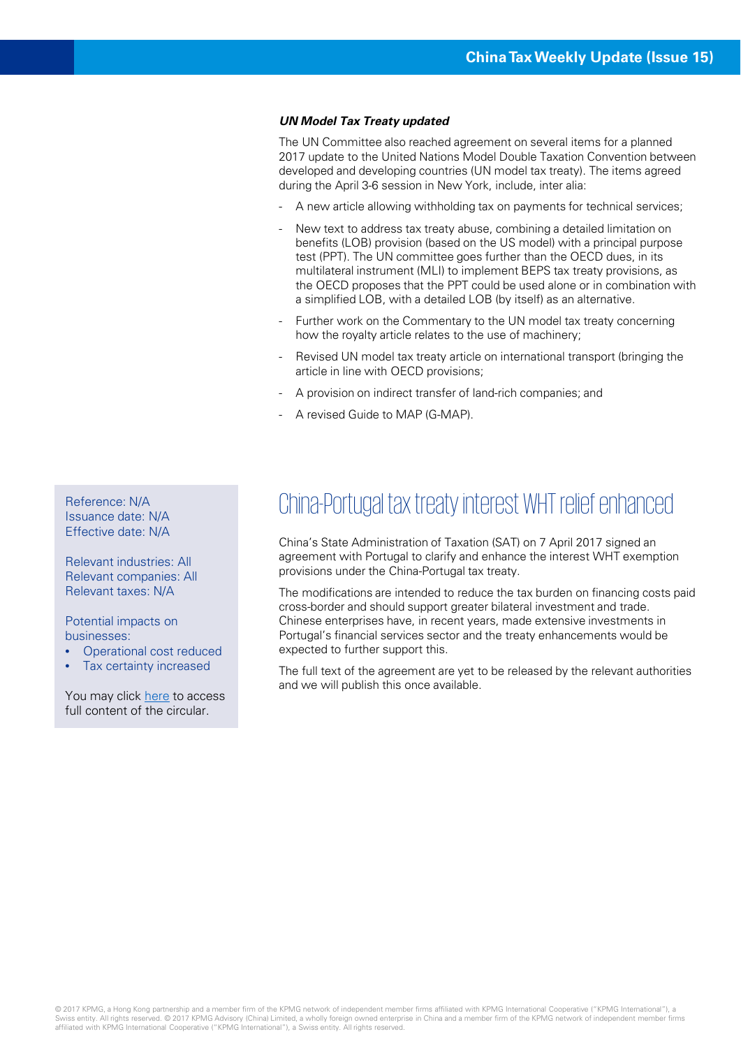***UN Model Tax Treaty updated***

The UN Committee also reached agreement on several items for a planned 2017 update to the United Nations Model Double Taxation Convention between developed and developing countries (UN model tax treaty). The items agreed during the April 3-6 session in New York, include, inter alia:

- A new article allowing withholding tax on payments for technical services;
- New text to address tax treaty abuse, combining a detailed limitation on benefits (LOB) provision (based on the US model) with a principal purpose test (PPT). The UN committee goes further than the OECD dues, in its multilateral instrument (MLI) to implement BEPS tax treaty provisions, as the OECD proposes that the PPT could be used alone or in combination with a simplified LOB, with a detailed LOB (by itself) as an alternative.
- Further work on the Commentary to the UN model tax treaty concerning how the royalty article relates to the use of machinery;
- Revised UN model tax treaty article on international transport (bringing the article in line with OECD provisions;
- A provision on indirect transfer of land-rich companies; and
- A revised Guide to MAP (G-MAP).

## China-Portugal tax treaty interest WHT relief enhanced

Reference: N/A
Issuance date: N/A
Effective date: N/A

Relevant industries: All
Relevant companies: All
Relevant taxes: N/A

Potential impacts on businesses:

- Operational cost reduced
- Tax certainty increased

You may click here to access full content of the circular.

China's State Administration of Taxation (SAT) on 7 April 2017 signed an agreement with Portugal to clarify and enhance the interest WHT exemption provisions under the China-Portugal tax treaty.

The modifications are intended to reduce the tax burden on financing costs paid cross-border and should support greater bilateral investment and trade. Chinese enterprises have, in recent years, made extensive investments in Portugal's financial services sector and the treaty enhancements would be expected to further support this.

The full text of the agreement are yet to be released by the relevant authorities and we will publish this once available.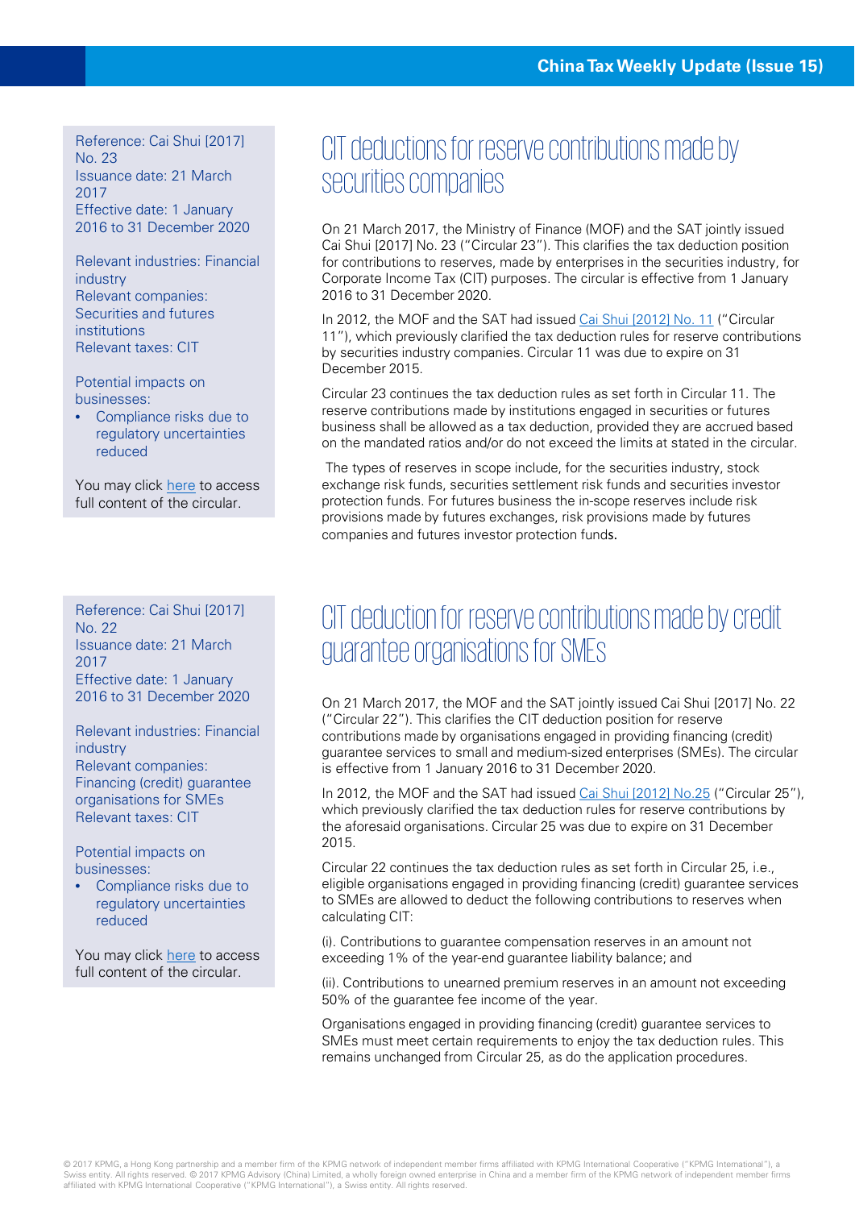Reference: Cai Shui [2017] No. 23
Issuance date: 21 March 2017
Effective date: 1 January 2016 to 31 December 2020

Relevant industries: Financial industry
Relevant companies: Securities and futures institutions
Relevant taxes: CIT

Potential impacts on businesses:

- Compliance risks due to regulatory uncertainties reduced

You may click here to access full content of the circular.

# CIT deductions for reserve contributions made by securities companies

On 21 March 2017, the Ministry of Finance (MOF) and the SAT jointly issued Cai Shui [2017] No. 23 ("Circular 23"). This clarifies the tax deduction position for contributions to reserves, made by enterprises in the securities industry, for Corporate Income Tax (CIT) purposes. The circular is effective from 1 January 2016 to 31 December 2020.

In 2012, the MOF and the SAT had issued Cai Shui [2012] No. 11 ("Circular 11"), which previously clarified the tax deduction rules for reserve contributions by securities industry companies. Circular 11 was due to expire on 31 December 2015.

Circular 23 continues the tax deduction rules as set forth in Circular 11. The reserve contributions made by institutions engaged in securities or futures business shall be allowed as a tax deduction, provided they are accrued based on the mandated ratios and/or do not exceed the limits at stated in the circular.

The types of reserves in scope include, for the securities industry, stock exchange risk funds, securities settlement risk funds and securities investor protection funds. For futures business the in-scope reserves include risk provisions made by futures exchanges, risk provisions made by futures companies and futures investor protection funds.

Reference: Cai Shui [2017] No. 22
Issuance date: 21 March 2017
Effective date: 1 January 2016 to 31 December 2020

Relevant industries: Financial industry
Relevant companies: Financing (credit) guarantee organisations for SMEs
Relevant taxes: CIT

Potential impacts on businesses:

- Compliance risks due to regulatory uncertainties reduced

You may click here to access full content of the circular.

# CIT deduction for reserve contributions made by credit guarantee organisations for SMEs

On 21 March 2017, the MOF and the SAT jointly issued Cai Shui [2017] No. 22 ("Circular 22"). This clarifies the CIT deduction position for reserve contributions made by organisations engaged in providing financing (credit) guarantee services to small and medium-sized enterprises (SMEs). The circular is effective from 1 January 2016 to 31 December 2020.

In 2012, the MOF and the SAT had issued Cai Shui [2012] No.25 ("Circular 25"), which previously clarified the tax deduction rules for reserve contributions by the aforesaid organisations. Circular 25 was due to expire on 31 December 2015.

Circular 22 continues the tax deduction rules as set forth in Circular 25, i.e., eligible organisations engaged in providing financing (credit) guarantee services to SMEs are allowed to deduct the following contributions to reserves when calculating CIT:

(i). Contributions to guarantee compensation reserves in an amount not exceeding 1% of the year-end guarantee liability balance; and

(ii). Contributions to unearned premium reserves in an amount not exceeding 50% of the guarantee fee income of the year.

Organisations engaged in providing financing (credit) guarantee services to SMEs must meet certain requirements to enjoy the tax deduction rules. This remains unchanged from Circular 25, as do the application procedures.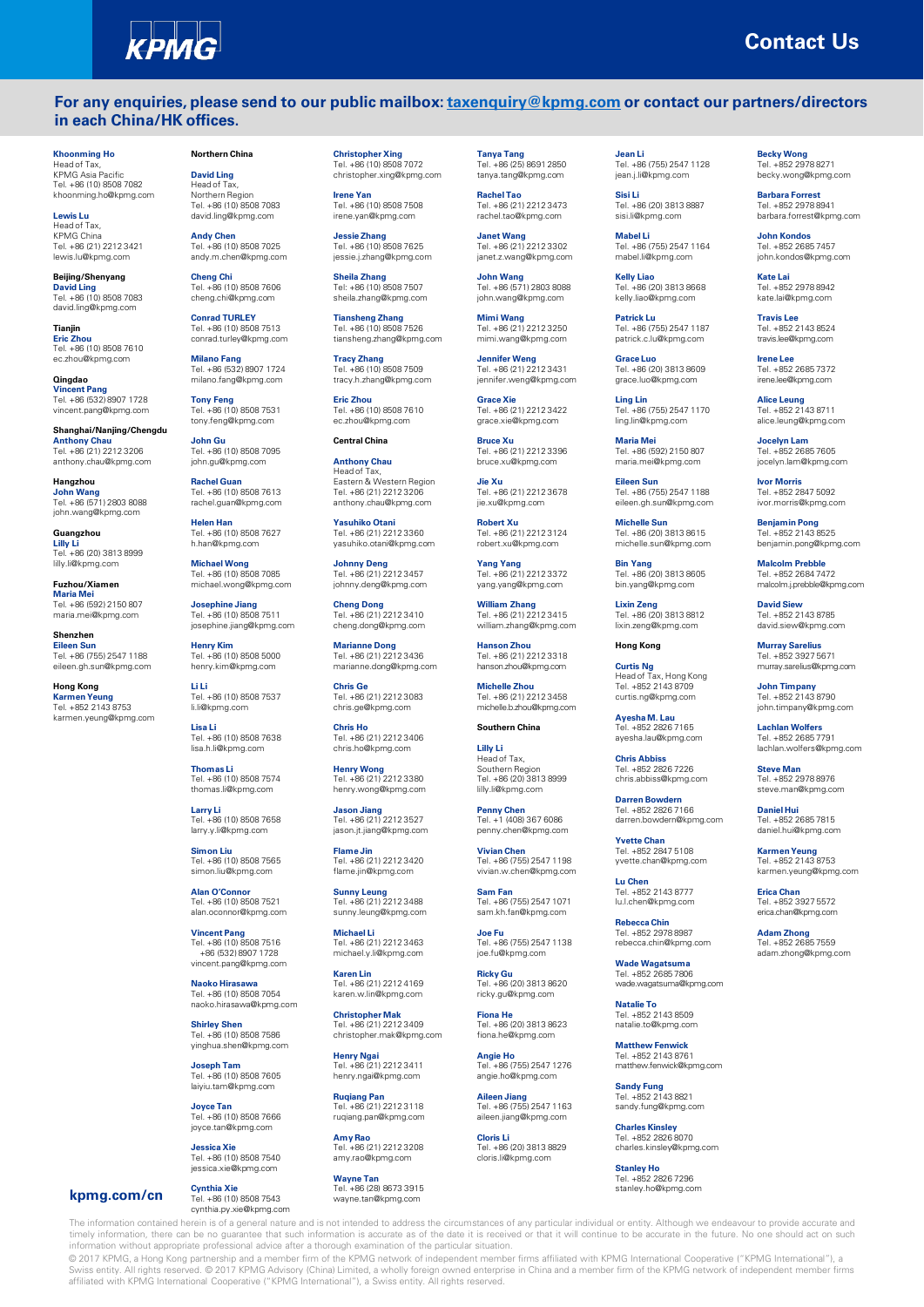# Contact Us

## For any enquiries, please send to our public mailbox: taxenquiry@kpmg.com or contact our partners/directors in each China/HK offices.

**Khoonming Ho**
Head of Tax,
KPMG Asia Pacific
Tel. +86 (10) 8508 7082
khoonming.ho@kpmg.com

**Lewis Lu**
Head of Tax,
KPMG China
Tel. +86 (21) 2212 3421
lewis.lu@kpmg.com

**Beijing/Shenyang**
**David Ling**
Tel. +86 (10) 8508 7083
david.ling@kpmg.com

**Tianjin**
**Eric Zhou**
Tel. +86 (10) 8508 7610
ec.zhou@kpmg.com

**Qingdao**
**Vincent Pang**
Tel. +86 (532) 8907 1728
vincent.pang@kpmg.com

**Shanghai/Nanjing/Chengdu**
**Anthony Chau**
Tel. +86 (21) 2212 3206
anthony.chau@kpmg.com

**Hangzhou**
**John Wang**
Tel. +86 (571) 2803 8088
john.wang@kpmg.com

**Guangzhou**
**Lilly Li**
Tel. +86 (20) 3813 8999
lilly.li@kpmg.com

**Fuzhou/Xiamen**
**Maria Mei**
Tel. +86 (592) 2150 807
maria.mei@kpmg.com

**Shenzhen**
**Eileen Sun**
Tel. +86 (755) 2547 1188
eileen.gh.sun@kpmg.com

**Hong Kong**
**Karmen Yeung**
Tel. +852 2143 8753
karmen.yeung@kpmg.com

### Northern China

**David Ling**
Head of Tax,
Northern Region
Tel. +86 (10) 8508 7083
david.ling@kpmg.com

**Andy Chen**
Tel. +86 (10) 8508 7025
andy.m.chen@kpmg.com

**Cheng Chi**
Tel. +86 (10) 8508 7606
cheng.chi@kpmg.com

**Conrad TURLEY**
Tel. +86 (10) 8508 7513
conrad.turley@kpmg.com

**Milano Fang**
Tel. +86 (532) 8907 1724
milano.fang@kpmg.com

**Tony Feng**
Tel. +86 (10) 8508 7531
tony.feng@kpmg.com

**John Gu**
Tel. +86 (10) 8508 7095
john.gu@kpmg.com

**Rachel Guan**
Tel. +86 (10) 8508 7613
rachel.guan@kpmg.com

**Helen Han**
Tel. +86 (10) 8508 7627
h.han@kpmg.com

**Michael Wong**
Tel. +86 (10) 8508 7085
michael.wong@kpmg.com

**Josephine Jiang**
Tel. +86 (10) 8508 7511
josephine.jiang@kpmg.com

**Henry Kim**
Tel. +86 (10) 8508 5000
henry.kim@kpmg.com

**Li Li**
Tel. +86 (10) 8508 7537
li.li@kpmg.com

**Lisa Li**
Tel. +86 (10) 8508 7638
lisa.h.li@kpmg.com

**Thomas Li**
Tel. +86 (10) 8508 7574
thomas.li@kpmg.com

**Larry Li**
Tel. +86 (10) 8508 7658
larry.y.li@kpmg.com

**Simon Liu**
Tel. +86 (10) 8508 7565
simon.liu@kpmg.com

**Alan O'Connor**
Tel. +86 (10) 8508 7521
alan.oconnor@kpmg.com

**Vincent Pang**
Tel. +86 (10) 8508 7516
+86 (532) 8907 1728
vincent.pang@kpmg.com

**Naoko Hirasawa**
Tel. +86 (10) 8508 7054
naoko.hirasawa@kpmg.com

**Shirley Shen**
Tel. +86 (10) 8508 7586
yinghua.shen@kpmg.com

**Joseph Tam**
Tel. +86 (10) 8508 7605
laiyiu.tam@kpmg.com

**Joyce Tan**
Tel. +86 (10) 8508 7666
joyce.tan@kpmg.com

**Jessica Xie**
Tel. +86 (10) 8508 7540
jessica.xie@kpmg.com

**Cynthia Xie**
Tel. +86 (10) 8508 7543
cynthia.py.xie@kpmg.com

**Christopher Xing**
Tel. +86 (10) 8508 7072
christopher.xing@kpmg.com

**Irene Yan**
Tel. +86 (10) 8508 7508
irene.yan@kpmg.com

**Jessie Zhang**
Tel. +86 (10) 8508 7625
jessie.j.zhang@kpmg.com

**Sheila Zhang**
Tel. +86 (10) 8508 7507
sheila.zhang@kpmg.com

**Tiansheng Zhang**
Tel. +86 (10) 8508 7526
tiansheng.zhang@kpmg.com

**Tracy Zhang**
Tel. +86 (10) 8508 7509
tracy.h.zhang@kpmg.com

**Eric Zhou**
Tel. +86 (10) 8508 7610
ec.zhou@kpmg.com

### Central China

**Anthony Chau**
Head of Tax,
Eastern & Western Region
Tel. +86 (21) 2212 3206
anthony.chau@kpmg.com

**Yasuhiko Otani**
Tel. +86 (21) 2212 3360
yasuhiko.otani@kpmg.com

**Johnny Deng**
Tel. +86 (21) 2212 3457
johnny.deng@kpmg.com

**Cheng Dong**
Tel. +86 (21) 2212 3410
cheng.dong@kpmg.com

**Marianne Dong**
Tel. +86 (21) 2212 3436
marianne.dong@kpmg.com

**Chris Ge**
Tel. +86 (21) 2212 3083
chris.ge@kpmg.com

**Chris Ho**
Tel. +86 (21) 2212 3406
chris.ho@kpmg.com

**Henry Wong**
Tel. +86 (21) 2212 3380
henry.wong@kpmg.com

**Jason Jiang**
Tel. +86 (21) 2212 3527
jason.jt.jiang@kpmg.com

**Flame Jin**
Tel. +86 (21) 2212 3420
flame.jin@kpmg.com

**Sunny Leung**
Tel. +86 (21) 2212 3488
sunny.leung@kpmg.com

**Michael Li**
Tel. +86 (21) 2212 3463
michael.y.li@kpmg.com

**Karen Lin**
Tel. +86 (21) 2212 4169
karen.w.lin@kpmg.com

**Christopher Mak**
Tel. +86 (21) 2212 3409
christopher.mak@kpmg.com

**Henry Ngai**
Tel. +86 (21) 2212 3411
henry.ngai@kpmg.com

**Ruqiang Pan**
Tel. +86 (21) 2212 3118
ruqiang.pan@kpmg.com

**Amy Rao**
Tel. +86 (21) 2212 3208
amy.rao@kpmg.com

**Wayne Tan**
Tel. +86 (28) 8673 3915
wayne.tan@kpmg.com

**Tanya Tang**
Tel. +86 (25) 8691 2850
tanya.tang@kpmg.com

**Rachel Tao**
Tel. +86 (21) 2212 3473
rachel.tao@kpmg.com

**Janet Wang**
Tel. +86 (21) 2212 3302
janet.z.wang@kpmg.com

**John Wang**
Tel. +86 (571) 2803 8088
john.wang@kpmg.com

**Mimi Wang**
Tel. +86 (21) 2212 3250
mimi.wang@kpmg.com

**Jennifer Weng**
Tel. +86 (21) 2212 3431
jennifer.weng@kpmg.com

**Grace Xie**
Tel. +86 (21) 2212 3422
grace.xie@kpmg.com

**Bruce Xu**
Tel. +86 (21) 2212 3396
bruce.xu@kpmg.com

**Jie Xu**
Tel. +86 (21) 2212 3678
jie.xu@kpmg.com

**Robert Xu**
Tel. +86 (21) 2212 3124
robert.xu@kpmg.com

**Yang Yang**
Tel. +86 (21) 2212 3372
yang.yang@kpmg.com

**William Zhang**
Tel. +86 (21) 2212 3415
william.zhang@kpmg.com

**Hanson Zhou**
Tel. +86 (21) 2212 3318
hanson.zhou@kpmg.com

**Michelle Zhou**
Tel. +86 (21) 2212 3458
michelle.b.zhou@kpmg.com

### Southern China

**Lilly Li**
Head of Tax,
Southern Region
Tel. +86 (20) 3813 8999
lilly.li@kpmg.com

**Penny Chen**
Tel. +1 (408) 367 6086
penny.chen@kpmg.com

**Vivian Chen**
Tel. +86 (755) 2547 1198
vivian.w.chen@kpmg.com

**Sam Fan**
Tel. +86 (755) 2547 1071
sam.kh.fan@kpmg.com

**Joe Fu**
Tel. +86 (755) 2547 1138
joe.fu@kpmg.com

**Ricky Gu**
Tel. +86 (20) 3813 8620
ricky.gu@kpmg.com

**Fiona He**
Tel. +86 (20) 3813 8623
fiona.he@kpmg.com

**Angie Ho**
Tel. +86 (755) 2547 1276
angie.ho@kpmg.com

**Aileen Jiang**
Tel. +86 (755) 2547 1163
aileen.jiang@kpmg.com

**Cloris Li**
Tel. +86 (20) 3813 8829
cloris.li@kpmg.com

**Jean Li**
Tel. +86 (755) 2547 1128
jean.j.li@kpmg.com

**Sisi Li**
Tel. +86 (20) 3813 8887
sisi.li@kpmg.com

**Mabel Li**
Tel. +86 (755) 2547 1164
mabel.li@kpmg.com

**Kelly Liao**
Tel. +86 (20) 3813 8668
kelly.liao@kpmg.com

**Patrick Lu**
Tel. +86 (755) 2547 1187
patrick.c.lu@kpmg.com

**Grace Luo**
Tel. +86 (20) 3813 8609
grace.luo@kpmg.com

**Ling Lin**
Tel. +86 (755) 2547 1170
ling.lin@kpmg.com

**Maria Mei**
Tel. +86 (592) 2150 807
maria.mei@kpmg.com

**Eileen Sun**
Tel. +86 (755) 2547 1188
eileen.gh.sun@kpmg.com

**Michelle Sun**
Tel. +86 (20) 3813 8615
michelle.sun@kpmg.com

**Bin Yang**
Tel. +86 (20) 3813 8605
bin.yang@kpmg.com

**Lixin Zeng**
Tel. +86 (20) 3813 8812
lixin.zeng@kpmg.com

### Hong Kong

**Curtis Ng**
Head of Tax, Hong Kong
Tel. +852 2143 8709
curtis.ng@kpmg.com

**Ayesha M. Lau**
Tel. +852 2826 7165
ayesha.lau@kpmg.com

**Chris Abbiss**
Tel. +852 2826 7226
chris.abbiss@kpmg.com

**Darren Bowdern**
Tel. +852 2826 7166
darren.bowdern@kpmg.com

**Yvette Chan**
Tel. +852 2847 5108
yvette.chan@kpmg.com

**Lu Chen**
Tel. +852 2143 8777
lu.l.chen@kpmg.com

**Rebecca Chin**
Tel. +852 2978 8987
rebecca.chin@kpmg.com

**Wade Wagatsuma**
Tel. +852 2685 7806
wade.wagatsuma@kpmg.com

**Natalie To**
Tel. +852 2143 8509
natalie.to@kpmg.com

**Matthew Fenwick**
Tel. +852 2143 8761
matthew.fenwick@kpmg.com

**Sandy Fung**
Tel. +852 2143 8821
sandy.fung@kpmg.com

**Charles Kinsley**
Tel. +852 2826 8070
charles.kinsley@kpmg.com

**Stanley Ho**
Tel. +852 2826 7296
stanley.ho@kpmg.com

**Becky Wong**
Tel. +852 2978 8271
becky.wong@kpmg.com

**Barbara Forrest**
Tel. +852 2978 8941
barbara.forrest@kpmg.com

**John Kondos**
Tel. +852 2685 7457
john.kondos@kpmg.com

**Kate Lai**
Tel. +852 2978 8942
kate.lai@kpmg.com

**Travis Lee**
Tel. +852 2143 8524
travis.lee@kpmg.com

**Irene Lee**
Tel. +852 2685 7372
irene.lee@kpmg.com

**Alice Leung**
Tel. +852 2143 8711
alice.leung@kpmg.com

**Jocelyn Lam**
Tel. +852 2685 7605
jocelyn.lam@kpmg.com

**Ivor Morris**
Tel. +852 2847 5092
ivor.morris@kpmg.com

**Benjamin Pong**
Tel. +852 2143 8525
benjamin.pong@kpmg.com

**Malcolm Prebble**
Tel. +852 2684 7472
malcolm.j.prebble@kpmg.com

**David Siew**
Tel. +852 2143 8785
david.siew@kpmg.com

**Murray Sarelius**
Tel. +852 3927 5671
murray.sarelius@kpmg.com

**John Timpany**
Tel. +852 2143 8790
john.timpany@kpmg.com

**Lachlan Wolfers**
Tel. +852 2685 7791
lachlan.wolfers@kpmg.com

**Steve Man**
Tel. +852 2978 8976
steve.man@kpmg.com

**Daniel Hui**
Tel. +852 2685 7815
daniel.hui@kpmg.com

**Karmen Yeung**
Tel. +852 2143 8753
karmen.yeung@kpmg.com

**Erica Chan**
Tel. +852 3927 5572
erica.chan@kpmg.com

**Adam Zhong**
Tel. +852 2685 7559
adam.zhong@kpmg.com

**kpmg.com/cn**

The information contained herein is of a general nature and is not intended to address the circumstances of any particular individual or entity. Although we endeavour to provide accurate and timely information, there can be no guarantee that such information is accurate as of the date it is received or that it will continue to be accurate in the future. No one should act on such information without appropriate professional advice after a thorough examination of the particular situation.

© 2017 KPMG, a Hong Kong partnership and a member firm of the KPMG network of independent member firms affiliated with KPMG International Cooperative ("KPMG International"), a Swiss entity. All rights reserved. © 2017 KPMG Advisory (China) Limited, a wholly foreign owned enterprise in China and a member firm of the KPMG network of independent member firms affiliated with KPMG International Cooperative ("KPMG International"), a Swiss entity. All rights reserved.